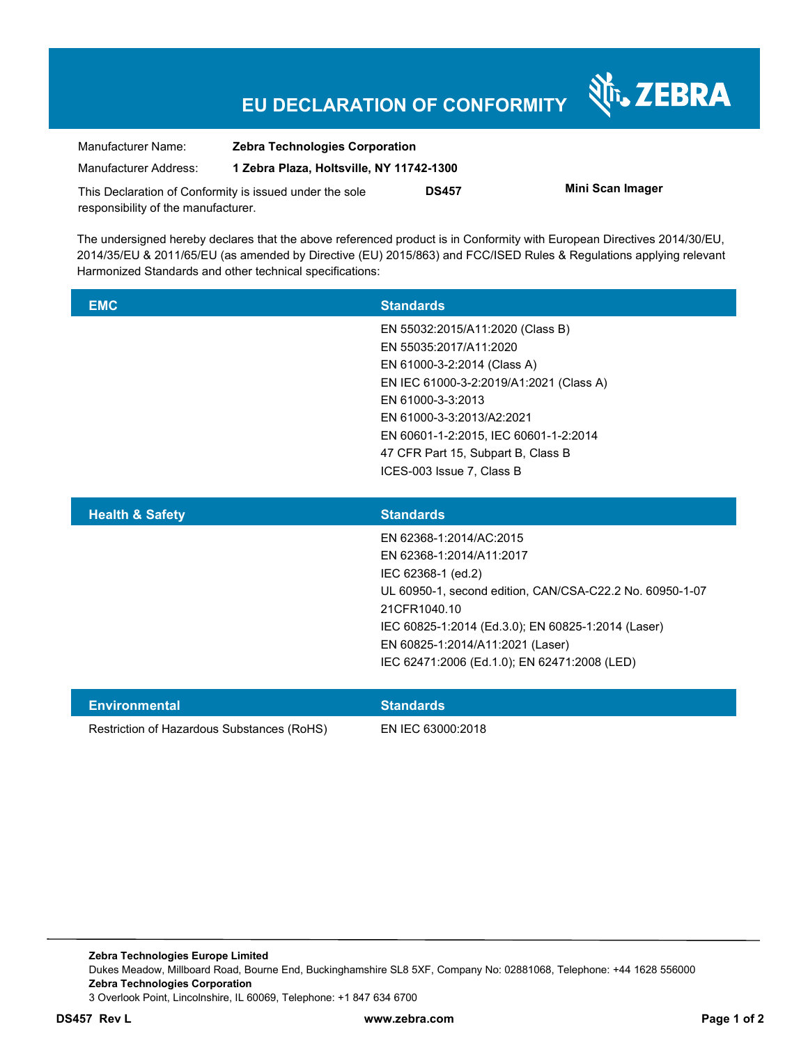# EU DECLARATION OF CONFORMITY

ZEBRA

| | |
|---|---|
| Manufacturer Name: | **Zebra Technologies Corporation** |
| Manufacturer Address: | **1 Zebra Plaza, Holtsville, NY 11742-1300** |

This Declaration of Conformity is issued under the sole responsibility of the manufacturer. **DS457** **Mini Scan Imager**

The undersigned hereby declares that the above referenced product is in Conformity with European Directives 2014/30/EU, 2014/35/EU & 2011/65/EU (as amended by Directive (EU) 2015/863) and FCC/ISED Rules & Regulations applying relevant Harmonized Standards and other technical specifications:

| EMC | Standards |
|---|---|
| | EN 55032:2015/A11:2020 (Class B)<br>EN 55035:2017/A11:2020<br>EN 61000-3-2:2014 (Class A)<br>EN IEC 61000-3-2:2019/A1:2021 (Class A)<br>EN 61000-3-3:2013<br>EN 61000-3-3:2013/A2:2021<br>EN 60601-1-2:2015, IEC 60601-1-2:2014<br>47 CFR Part 15, Subpart B, Class B<br>ICES-003 Issue 7, Class B |

| Health & Safety | Standards |
|---|---|
| | EN 62368-1:2014/AC:2015<br>EN 62368-1:2014/A11:2017<br>IEC 62368-1 (ed.2)<br>UL 60950-1, second edition, CAN/CSA-C22.2 No. 60950-1-07<br>21CFR1040.10<br>IEC 60825-1:2014 (Ed.3.0); EN 60825-1:2014 (Laser)<br>EN 60825-1:2014/A11:2021 (Laser)<br>IEC 62471:2006 (Ed.1.0); EN 62471:2008 (LED) |

| Environmental | Standards |
|---|---|
| Restriction of Hazardous Substances (RoHS) | EN IEC 63000:2018 |

**Zebra Technologies Europe Limited**
Dukes Meadow, Millboard Road, Bourne End, Buckinghamshire SL8 5XF, Company No: 02881068, Telephone: +44 1628 556000
**Zebra Technologies Corporation**
3 Overlook Point, Lincolnshire, IL 60069, Telephone: +1 847 634 6700

**DS457 Rev L** **www.zebra.com**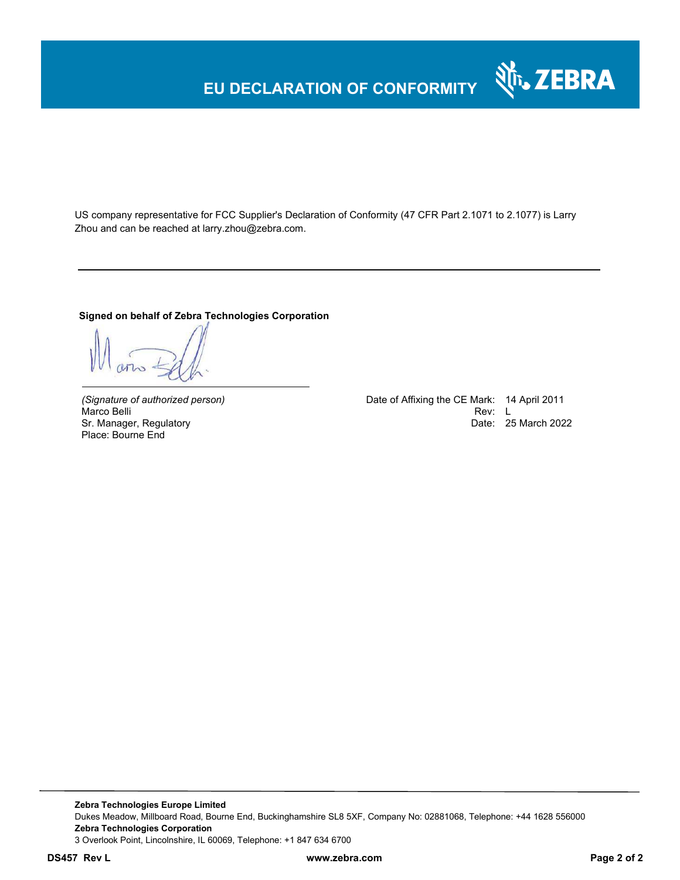# EU DECLARATION OF CONFORMITY

US company representative for FCC Supplier's Declaration of Conformity (47 CFR Part 2.1071 to 2.1077) is Larry Zhou and can be reached at larry.zhou@zebra.com.

---

**Signed on behalf of Zebra Technologies Corporation**

*(Signature of authorized person)*
Marco Belli
Sr. Manager, Regulatory
Place: Bourne End

Date of Affixing the CE Mark: 14 April 2011
Rev: L
Date: 25 March 2022

---

**Zebra Technologies Europe Limited**
Dukes Meadow, Millboard Road, Bourne End, Buckinghamshire SL8 5XF, Company No: 02881068, Telephone: +44 1628 556000
**Zebra Technologies Corporation**
3 Overlook Point, Lincolnshire, IL 60069, Telephone: +1 847 634 6700

**DS457 Rev L** **www.zebra.com**